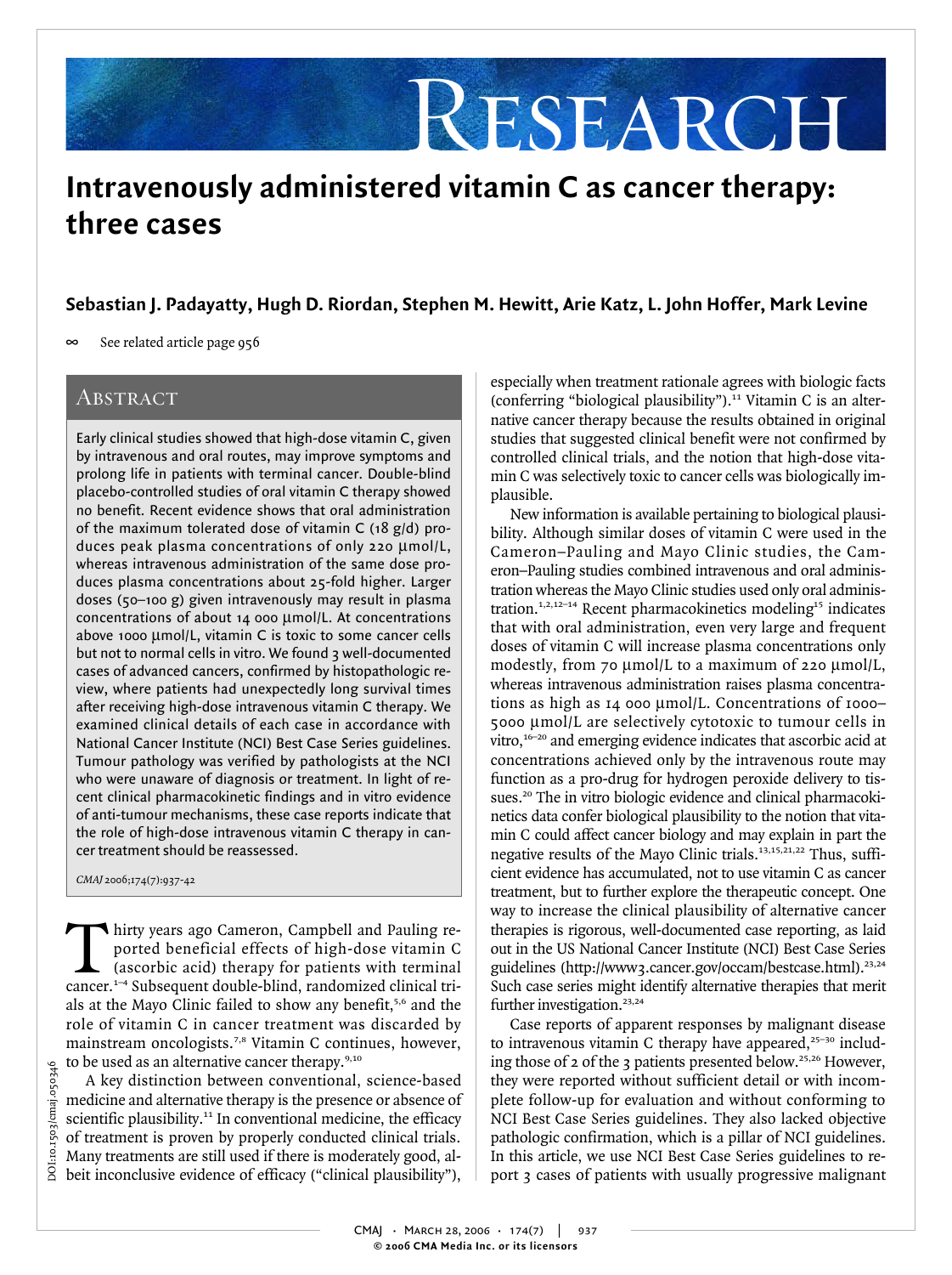# Intravenously administered vitamin C as cancer therapy: three cases

**Sebastian J. Padayatty, Hugh D. Riordan, Stephen M. Hewitt, Arie Katz, L. John Hoffer, Mark Levine**

∞ See related article page 956

## Abstract

Early clinical studies showed that high-dose vitamin C, given by intravenous and oral routes, may improve symptoms and prolong life in patients with terminal cancer. Double-blind placebo-controlled studies of oral vitamin C therapy showed no benefit. Recent evidence shows that oral administration of the maximum tolerated dose of vitamin C (18 g/d) produces peak plasma concentrations of only 220 µmol/L, whereas intravenous administration of the same dose produces plasma concentrations about 25-fold higher. Larger doses (50–100 g) given intravenously may result in plasma concentrations of about 14 000 µmol/L. At concentrations above 1000 µmol/L, vitamin C is toxic to some cancer cells but not to normal cells in vitro. We found 3 well-documented cases of advanced cancers, confirmed by histopathologic review, where patients had unexpectedly long survival times after receiving high-dose intravenous vitamin C therapy. We examined clinical details of each case in accordance with National Cancer Institute (NCI) Best Case Series guidelines. Tumour pathology was verified by pathologists at the NCI who were unaware of diagnosis or treatment. In light of recent clinical pharmacokinetic findings and in vitro evidence of anti-tumour mechanisms, these case reports indicate that the role of high-dose intravenous vitamin C therapy in cancer treatment should be reassessed.

*CMAJ* 2006;174(7):937-42

Thirty years ago Cameron, Campbell and Pauling reported beneficial effects of high-dose vitamin C (ascorbic acid) therapy for patients with terminal cancer.[1–4] Subsequent double-blind, randomized clinical trials at the Mayo Clinic failed to show any benefit,[5,6] and the role of vitamin C in cancer treatment was discarded by mainstream oncologists.[7,8] Vitamin C continues, however, to be used as an alternative cancer therapy.[9,10]

A key distinction between conventional, science-based medicine and alternative therapy is the presence or absence of scientific plausibility.[11] In conventional medicine, the efficacy of treatment is proven by properly conducted clinical trials. Many treatments are still used if there is moderately good, albeit inconclusive evidence of efficacy ("clinical plausibility"), especially when treatment rationale agrees with biologic facts (conferring "biological plausibility").[11] Vitamin C is an alternative cancer therapy because the results obtained in original studies that suggested clinical benefit were not confirmed by controlled clinical trials, and the notion that high-dose vitamin C was selectively toxic to cancer cells was biologically implausible.

New information is available pertaining to biological plausibility. Although similar doses of vitamin C were used in the Cameron–Pauling and Mayo Clinic studies, the Cameron–Pauling studies combined intravenous and oral administration whereas the Mayo Clinic studies used only oral administration.[1,2,12–14] Recent pharmacokinetics modeling[15] indicates that with oral administration, even very large and frequent doses of vitamin C will increase plasma concentrations only modestly, from 70 µmol/L to a maximum of 220 µmol/L, whereas intravenous administration raises plasma concentrations as high as 14 000 µmol/L. Concentrations of 1000–5000 µmol/L are selectively cytotoxic to tumour cells in vitro,[16–20] and emerging evidence indicates that ascorbic acid at concentrations achieved only by the intravenous route may function as a pro-drug for hydrogen peroxide delivery to tissues.[20] The in vitro biologic evidence and clinical pharmacokinetics data confer biological plausibility to the notion that vitamin C could affect cancer biology and may explain in part the negative results of the Mayo Clinic trials.[13,15,21,22] Thus, sufficient evidence has accumulated, not to use vitamin C as cancer treatment, but to further explore the therapeutic concept. One way to increase the clinical plausibility of alternative cancer therapies is rigorous, well-documented case reporting, as laid out in the US National Cancer Institute (NCI) Best Case Series guidelines (http://www3.cancer.gov/occam/bestcase.html).[23,24] Such case series might identify alternative therapies that merit further investigation.[23,24]

Case reports of apparent responses by malignant disease to intravenous vitamin C therapy have appeared,[25–30] including those of 2 of the 3 patients presented below.[25,26] However, they were reported without sufficient detail or with incomplete follow-up for evaluation and without conforming to NCI Best Case Series guidelines. They also lacked objective pathologic confirmation, which is a pillar of NCI guidelines. In this article, we use NCI Best Case Series guidelines to report 3 cases of patients with usually progressive malignant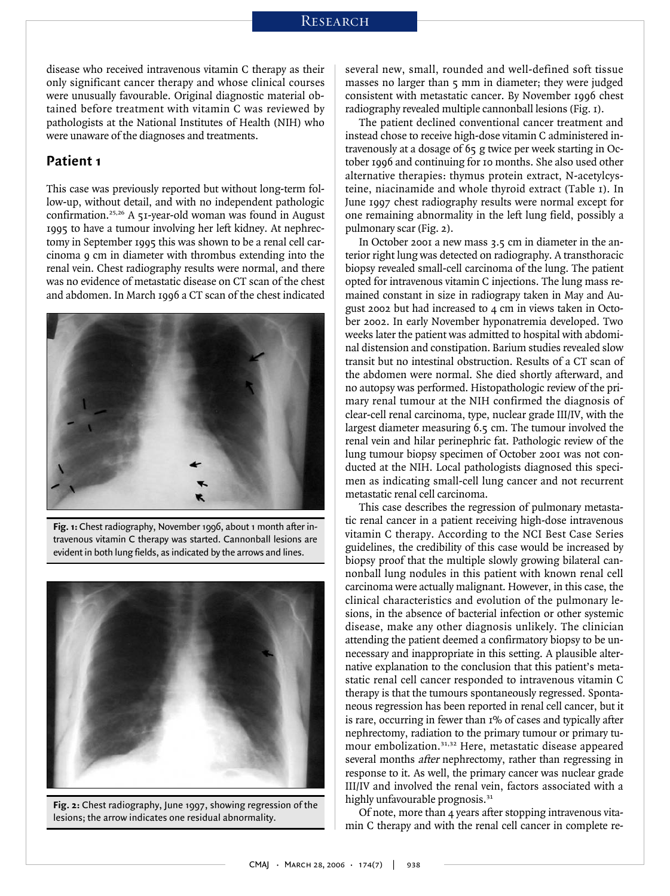disease who received intravenous vitamin C therapy as their only significant cancer therapy and whose clinical courses were unusually favourable. Original diagnostic material obtained before treatment with vitamin C was reviewed by pathologists at the National Institutes of Health (NIH) who were unaware of the diagnoses and treatments.

## Patient 1

This case was previously reported but without long-term follow-up, without detail, and with no independent pathologic confirmation.[25,26] A 51-year-old woman was found in August 1995 to have a tumour involving her left kidney. At nephrectomy in September 1995 this was shown to be a renal cell carcinoma 9 cm in diameter with thrombus extending into the renal vein. Chest radiography results were normal, and there was no evidence of metastatic disease on CT scan of the chest and abdomen. In March 1996 a CT scan of the chest indicated several new, small, rounded and well-defined soft tissue masses no larger than 5 mm in diameter; they were judged consistent with metastatic cancer. By November 1996 chest radiography revealed multiple cannonball lesions (Fig. 1).

**Fig. 1:** Chest radiography, November 1996, about 1 month after intravenous vitamin C therapy was started. Cannonball lesions are evident in both lung fields, as indicated by the arrows and lines.

**Fig. 2:** Chest radiography, June 1997, showing regression of the lesions; the arrow indicates one residual abnormality.

The patient declined conventional cancer treatment and instead chose to receive high-dose vitamin C administered intravenously at a dosage of 65 g twice per week starting in October 1996 and continuing for 10 months. She also used other alternative therapies: thymus protein extract, N-acetylcysteine, niacinamide and whole thyroid extract (Table 1). In June 1997 chest radiography results were normal except for one remaining abnormality in the left lung field, possibly a pulmonary scar (Fig. 2).

In October 2001 a new mass 3.5 cm in diameter in the anterior right lung was detected on radiography. A transthoracic biopsy revealed small-cell carcinoma of the lung. The patient opted for intravenous vitamin C injections. The lung mass remained constant in size in radiograpy taken in May and August 2002 but had increased to 4 cm in views taken in October 2002. In early November hyponatremia developed. Two weeks later the patient was admitted to hospital with abdominal distension and constipation. Barium studies revealed slow transit but no intestinal obstruction. Results of a CT scan of the abdomen were normal. She died shortly afterward, and no autopsy was performed. Histopathologic review of the primary renal tumour at the NIH confirmed the diagnosis of clear-cell renal carcinoma, type, nuclear grade III/IV, with the largest diameter measuring 6.5 cm. The tumour involved the renal vein and hilar perinephric fat. Pathologic review of the lung tumour biopsy specimen of October 2001 was not conducted at the NIH. Local pathologists diagnosed this specimen as indicating small-cell lung cancer and not recurrent metastatic renal cell carcinoma.

This case describes the regression of pulmonary metastatic renal cancer in a patient receiving high-dose intravenous vitamin C therapy. According to the NCI Best Case Series guidelines, the credibility of this case would be increased by biopsy proof that the multiple slowly growing bilateral cannonball lung nodules in this patient with known renal cell carcinoma were actually malignant. However, in this case, the clinical characteristics and evolution of the pulmonary lesions, in the absence of bacterial infection or other systemic disease, make any other diagnosis unlikely. The clinician attending the patient deemed a confirmatory biopsy to be unnecessary and inappropriate in this setting. A plausible alternative explanation to the conclusion that this patient's metastatic renal cell cancer responded to intravenous vitamin C therapy is that the tumours spontaneously regressed. Spontaneous regression has been reported in renal cell cancer, but it is rare, occurring in fewer than 1% of cases and typically after nephrectomy, radiation to the primary tumour or primary tumour embolization.[31,32] Here, metastatic disease appeared several months *after* nephrectomy, rather than regressing in response to it. As well, the primary cancer was nuclear grade III/IV and involved the renal vein, factors associated with a highly unfavourable prognosis.[31]

Of note, more than 4 years after stopping intravenous vitamin C therapy and with the renal cell cancer in complete re-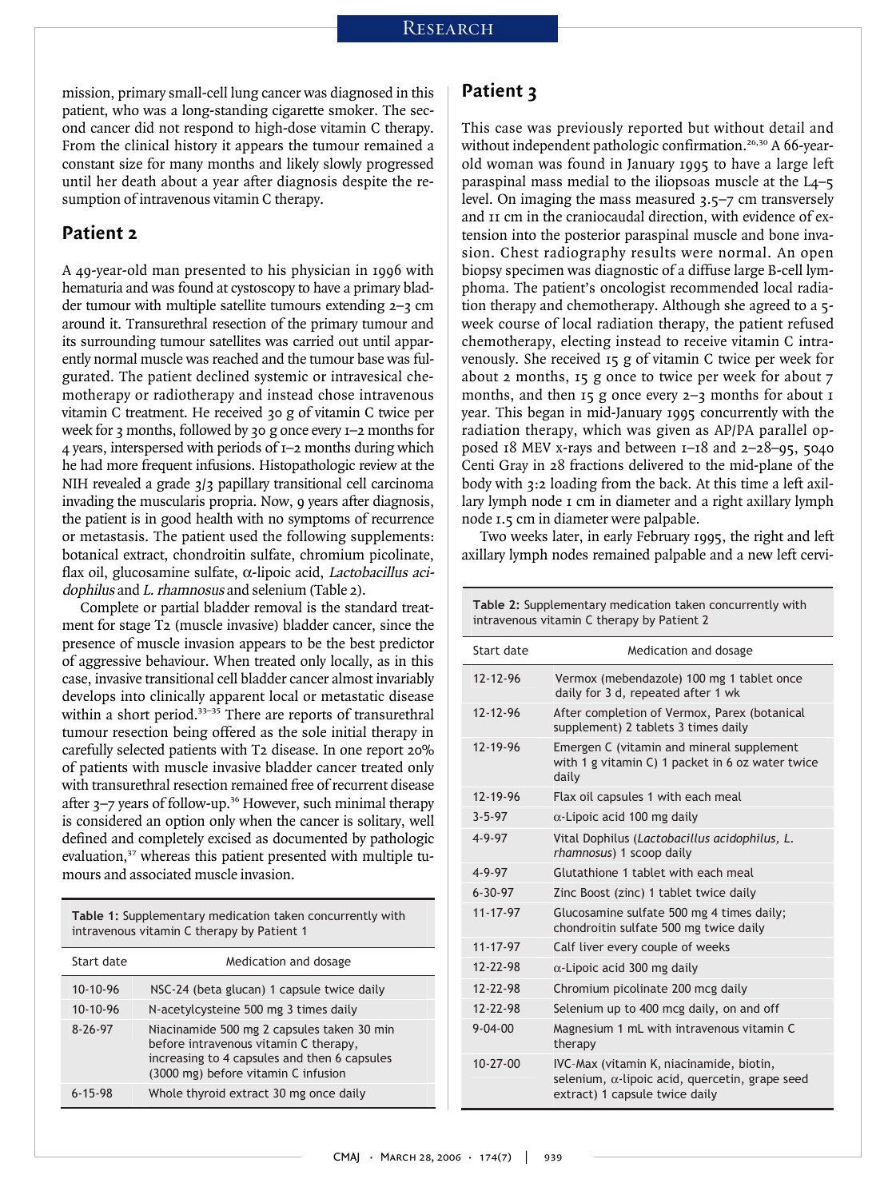mission, primary small-cell lung cancer was diagnosed in this patient, who was a long-standing cigarette smoker. The second cancer did not respond to high-dose vitamin C therapy. From the clinical history it appears the tumour remained a constant size for many months and likely slowly progressed until her death about a year after diagnosis despite the resumption of intravenous vitamin C therapy.

## Patient 2

A 49-year-old man presented to his physician in 1996 with hematuria and was found at cystoscopy to have a primary bladder tumour with multiple satellite tumours extending 2–3 cm around it. Transurethral resection of the primary tumour and its surrounding tumour satellites was carried out until apparently normal muscle was reached and the tumour base was fulgurated. The patient declined systemic or intravesical chemotherapy or radiotherapy and instead chose intravenous vitamin C treatment. He received 30 g of vitamin C twice per week for 3 months, followed by 30 g once every 1–2 months for 4 years, interspersed with periods of 1–2 months during which he had more frequent infusions. Histopathologic review at the NIH revealed a grade 3/3 papillary transitional cell carcinoma invading the muscularis propria. Now, 9 years after diagnosis, the patient is in good health with no symptoms of recurrence or metastasis. The patient used the following supplements: botanical extract, chondroitin sulfate, chromium picolinate, flax oil, glucosamine sulfate, α-lipoic acid, *Lactobacillus acidophilus* and *L. rhamnosus* and selenium (Table 2).

Complete or partial bladder removal is the standard treatment for stage T2 (muscle invasive) bladder cancer, since the presence of muscle invasion appears to be the best predictor of aggressive behaviour. When treated only locally, as in this case, invasive transitional cell bladder cancer almost invariably develops into clinically apparent local or metastatic disease within a short period.[33–35] There are reports of transurethral tumour resection being offered as the sole initial therapy in carefully selected patients with T2 disease. In one report 20% of patients with muscle invasive bladder cancer treated only with transurethral resection remained free of recurrent disease after 3–7 years of follow-up.[36] However, such minimal therapy is considered an option only when the cancer is solitary, well defined and completely excised as documented by pathologic evaluation,[37] whereas this patient presented with multiple tumours and associated muscle invasion.

**Table 1:** Supplementary medication taken concurrently with intravenous vitamin C therapy by Patient 1

| Start date | Medication and dosage |
|---|---|
| 10-10-96 | NSC-24 (beta glucan) 1 capsule twice daily |
| 10-10-96 | N-acetylcysteine 500 mg 3 times daily |
| 8-26-97 | Niacinamide 500 mg 2 capsules taken 30 min before intravenous vitamin C therapy, increasing to 4 capsules and then 6 capsules (3000 mg) before vitamin C infusion |
| 6-15-98 | Whole thyroid extract 30 mg once daily |

## Patient 3

This case was previously reported but without detail and without independent pathologic confirmation.[26,30] A 66-year-old woman was found in January 1995 to have a large left paraspinal mass medial to the iliopsoas muscle at the L4–5 level. On imaging the mass measured 3.5–7 cm transversely and 11 cm in the craniocaudal direction, with evidence of extension into the posterior paraspinal muscle and bone invasion. Chest radiography results were normal. An open biopsy specimen was diagnostic of a diffuse large B-cell lymphoma. The patient's oncologist recommended local radiation therapy and chemotherapy. Although she agreed to a 5-week course of local radiation therapy, the patient refused chemotherapy, electing instead to receive vitamin C intravenously. She received 15 g of vitamin C twice per week for about 2 months, 15 g once to twice per week for about 7 months, and then 15 g once every 2–3 months for about 1 year. This began in mid-January 1995 concurrently with the radiation therapy, which was given as AP/PA parallel opposed 18 MEV x-rays and between 1–18 and 2–28–95, 5040 Centi Gray in 28 fractions delivered to the mid-plane of the body with 3:2 loading from the back. At this time a left axillary lymph node 1 cm in diameter and a right axillary lymph node 1.5 cm in diameter were palpable.

Two weeks later, in early February 1995, the right and left axillary lymph nodes remained palpable and a new left cervi-

**Table 2:** Supplementary medication taken concurrently with intravenous vitamin C therapy by Patient 2

| Start date | Medication and dosage |
|---|---|
| 12-12-96 | Vermox (mebendazole) 100 mg 1 tablet once daily for 3 d, repeated after 1 wk |
| 12-12-96 | After completion of Vermox, Parex (botanical supplement) 2 tablets 3 times daily |
| 12-19-96 | Emergen C (vitamin and mineral supplement with 1 g vitamin C) 1 packet in 6 oz water twice daily |
| 12-19-96 | Flax oil capsules 1 with each meal |
| 3-5-97 | α-Lipoic acid 100 mg daily |
| 4-9-97 | Vital Dophilus (*Lactobacillus acidophilus, L. rhamnosus*) 1 scoop daily |
| 4-9-97 | Glutathione 1 tablet with each meal |
| 6-30-97 | Zinc Boost (zinc) 1 tablet twice daily |
| 11-17-97 | Glucosamine sulfate 500 mg 4 times daily; chondroitin sulfate 500 mg twice daily |
| 11-17-97 | Calf liver every couple of weeks |
| 12-22-98 | α-Lipoic acid 300 mg daily |
| 12-22-98 | Chromium picolinate 200 mcg daily |
| 12-22-98 | Selenium up to 400 mcg daily, on and off |
| 9-04-00 | Magnesium 1 mL with intravenous vitamin C therapy |
| 10-27-00 | IVC-Max (vitamin K, niacinamide, biotin, selenium, α-lipoic acid, quercetin, grape seed extract) 1 capsule twice daily |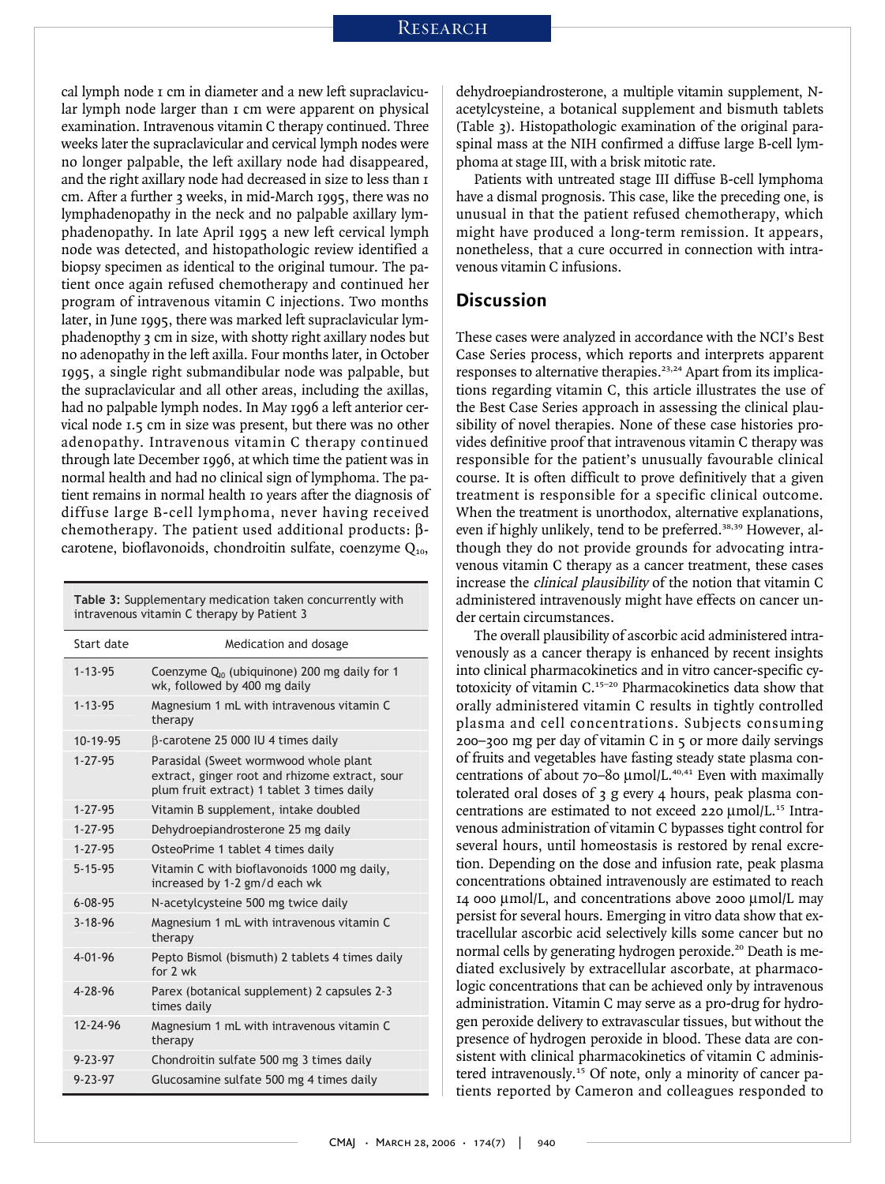cal lymph node 1 cm in diameter and a new left supraclavicular lymph node larger than 1 cm were apparent on physical examination. Intravenous vitamin C therapy continued. Three weeks later the supraclavicular and cervical lymph nodes were no longer palpable, the left axillary node had disappeared, and the right axillary node had decreased in size to less than 1 cm. After a further 3 weeks, in mid-March 1995, there was no lymphadenopathy in the neck and no palpable axillary lymphadenopathy. In late April 1995 a new left cervical lymph node was detected, and histopathologic review identified a biopsy specimen as identical to the original tumour. The patient once again refused chemotherapy and continued her program of intravenous vitamin C injections. Two months later, in June 1995, there was marked left supraclavicular lymphadenopthy 3 cm in size, with shotty right axillary nodes but no adenopathy in the left axilla. Four months later, in October 1995, a single right submandibular node was palpable, but the supraclavicular and all other areas, including the axillas, had no palpable lymph nodes. In May 1996 a left anterior cervical node 1.5 cm in size was present, but there was no other adenopathy. Intravenous vitamin C therapy continued through late December 1996, at which time the patient was in normal health and had no clinical sign of lymphoma. The patient remains in normal health 10 years after the diagnosis of diffuse large B-cell lymphoma, never having received chemotherapy. The patient used additional products: β-carotene, bioflavonoids, chondroitin sulfate, coenzyme $Q_{10}$, dehydroepiandrosterone, a multiple vitamin supplement, N-acetylcysteine, a botanical supplement and bismuth tablets (Table 3). Histopathologic examination of the original paraspinal mass at the NIH confirmed a diffuse large B-cell lymphoma at stage III, with a brisk mitotic rate.

**Table 3:** Supplementary medication taken concurrently with intravenous vitamin C therapy by Patient 3

| Start date | Medication and dosage |
|---|---|
| 1-13-95 | Coenzyme $Q_{10}$ (ubiquinone) 200 mg daily for 1 wk, followed by 400 mg daily |
| 1-13-95 | Magnesium 1 mL with intravenous vitamin C therapy |
| 10-19-95 | β-carotene 25 000 IU 4 times daily |
| 1-27-95 | Parasidal (Sweet wormwood whole plant extract, ginger root and rhizome extract, sour plum fruit extract) 1 tablet 3 times daily |
| 1-27-95 | Vitamin B supplement, intake doubled |
| 1-27-95 | Dehydroepiandrosterone 25 mg daily |
| 1-27-95 | OsteoPrime 1 tablet 4 times daily |
| 5-15-95 | Vitamin C with bioflavonoids 1000 mg daily, increased by 1-2 gm/d each wk |
| 6-08-95 | N-acetylcysteine 500 mg twice daily |
| 3-18-96 | Magnesium 1 mL with intravenous vitamin C therapy |
| 4-01-96 | Pepto Bismol (bismuth) 2 tablets 4 times daily for 2 wk |
| 4-28-96 | Parex (botanical supplement) 2 capsules 2-3 times daily |
| 12-24-96 | Magnesium 1 mL with intravenous vitamin C therapy |
| 9-23-97 | Chondroitin sulfate 500 mg 3 times daily |
| 9-23-97 | Glucosamine sulfate 500 mg 4 times daily |

Patients with untreated stage III diffuse B-cell lymphoma have a dismal prognosis. This case, like the preceding one, is unusual in that the patient refused chemotherapy, which might have produced a long-term remission. It appears, nonetheless, that a cure occurred in connection with intravenous vitamin C infusions.

## Discussion

These cases were analyzed in accordance with the NCI's Best Case Series process, which reports and interprets apparent responses to alternative therapies.[23,24] Apart from its implications regarding vitamin C, this article illustrates the use of the Best Case Series approach in assessing the clinical plausibility of novel therapies. None of these case histories provides definitive proof that intravenous vitamin C therapy was responsible for the patient's unusually favourable clinical course. It is often difficult to prove definitively that a given treatment is responsible for a specific clinical outcome. When the treatment is unorthodox, alternative explanations, even if highly unlikely, tend to be preferred.[38,39] However, although they do not provide grounds for advocating intravenous vitamin C therapy as a cancer treatment, these cases increase the *clinical plausibility* of the notion that vitamin C administered intravenously might have effects on cancer under certain circumstances.

The overall plausibility of ascorbic acid administered intravenously as a cancer therapy is enhanced by recent insights into clinical pharmacokinetics and in vitro cancer-specific cytotoxicity of vitamin C.[15–20] Pharmacokinetics data show that orally administered vitamin C results in tightly controlled plasma and cell concentrations. Subjects consuming 200–300 mg per day of vitamin C in 5 or more daily servings of fruits and vegetables have fasting steady state plasma concentrations of about 70–80 μmol/L.[40,41] Even with maximally tolerated oral doses of 3 g every 4 hours, peak plasma concentrations are estimated to not exceed 220 μmol/L.[15] Intravenous administration of vitamin C bypasses tight control for several hours, until homeostasis is restored by renal excretion. Depending on the dose and infusion rate, peak plasma concentrations obtained intravenously are estimated to reach 14 000 μmol/L, and concentrations above 2000 μmol/L may persist for several hours. Emerging in vitro data show that extracellular ascorbic acid selectively kills some cancer but no normal cells by generating hydrogen peroxide.[20] Death is mediated exclusively by extracellular ascorbate, at pharmacologic concentrations that can be achieved only by intravenous administration. Vitamin C may serve as a pro-drug for hydrogen peroxide delivery to extravascular tissues, but without the presence of hydrogen peroxide in blood. These data are consistent with clinical pharmacokinetics of vitamin C administered intravenously.[15] Of note, only a minority of cancer patients reported by Cameron and colleagues responded to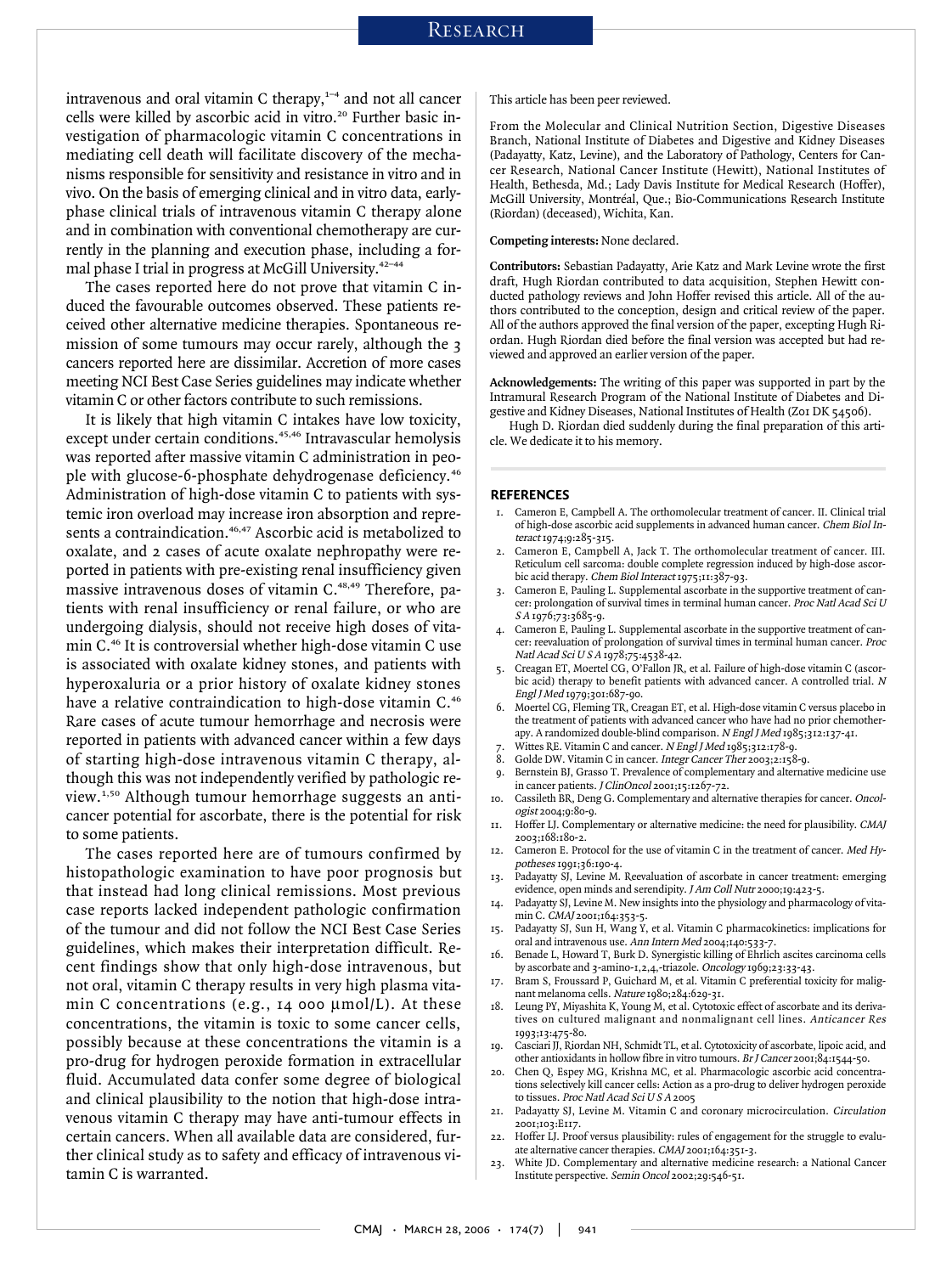intravenous and oral vitamin C therapy,[1–4] and not all cancer cells were killed by ascorbic acid in vitro.[20] Further basic investigation of pharmacologic vitamin C concentrations in mediating cell death will facilitate discovery of the mechanisms responsible for sensitivity and resistance in vitro and in vivo. On the basis of emerging clinical and in vitro data, early-phase clinical trials of intravenous vitamin C therapy alone and in combination with conventional chemotherapy are currently in the planning and execution phase, including a formal phase I trial in progress at McGill University.[42–44]

The cases reported here do not prove that vitamin C induced the favourable outcomes observed. These patients received other alternative medicine therapies. Spontaneous remission of some tumours may occur rarely, although the 3 cancers reported here are dissimilar. Accretion of more cases meeting NCI Best Case Series guidelines may indicate whether vitamin C or other factors contribute to such remissions.

It is likely that high vitamin C intakes have low toxicity, except under certain conditions.[45,46] Intravascular hemolysis was reported after massive vitamin C administration in people with glucose-6-phosphate dehydrogenase deficiency.[46] Administration of high-dose vitamin C to patients with systemic iron overload may increase iron absorption and represents a contraindication.[46,47] Ascorbic acid is metabolized to oxalate, and 2 cases of acute oxalate nephropathy were reported in patients with pre-existing renal insufficiency given massive intravenous doses of vitamin C.[48,49] Therefore, patients with renal insufficiency or renal failure, or who are undergoing dialysis, should not receive high doses of vitamin C.[46] It is controversial whether high-dose vitamin C use is associated with oxalate kidney stones, and patients with hyperoxaluria or a prior history of oxalate kidney stones have a relative contraindication to high-dose vitamin C.[46] Rare cases of acute tumour hemorrhage and necrosis were reported in patients with advanced cancer within a few days of starting high-dose intravenous vitamin C therapy, although this was not independently verified by pathologic review.[1,50] Although tumour hemorrhage suggests an anticancer potential for ascorbate, there is the potential for risk to some patients.

The cases reported here are of tumours confirmed by histopathologic examination to have poor prognosis but that instead had long clinical remissions. Most previous case reports lacked independent pathologic confirmation of the tumour and did not follow the NCI Best Case Series guidelines, which makes their interpretation difficult. Recent findings show that only high-dose intravenous, but not oral, vitamin C therapy results in very high plasma vitamin C concentrations (e.g., 14 000 μmol/L). At these concentrations, the vitamin is toxic to some cancer cells, possibly because at these concentrations the vitamin is a pro-drug for hydrogen peroxide formation in extracellular fluid. Accumulated data confer some degree of biological and clinical plausibility to the notion that high-dose intravenous vitamin C therapy may have anti-tumour effects in certain cancers. When all available data are considered, further clinical study as to safety and efficacy of intravenous vitamin C is warranted.

This article has been peer reviewed.

From the Molecular and Clinical Nutrition Section, Digestive Diseases Branch, National Institute of Diabetes and Digestive and Kidney Diseases (Padayatty, Katz, Levine), and the Laboratory of Pathology, Centers for Cancer Research, National Cancer Institute (Hewitt), National Institutes of Health, Bethesda, Md.; Lady Davis Institute for Medical Research (Hoffer), McGill University, Montréal, Que.; Bio-Communications Research Institute (Riordan) (deceased), Wichita, Kan.

**Competing interests:** None declared.

**Contributors:** Sebastian Padayatty, Arie Katz and Mark Levine wrote the first draft, Hugh Riordan contributed to data acquisition, Stephen Hewitt conducted pathology reviews and John Hoffer revised this article. All of the authors contributed to the conception, design and critical review of the paper. All of the authors approved the final version of the paper, excepting Hugh Riordan. Hugh Riordan died before the final version was accepted but had reviewed and approved an earlier version of the paper.

**Acknowledgements:** The writing of this paper was supported in part by the Intramural Research Program of the National Institute of Diabetes and Digestive and Kidney Diseases, National Institutes of Health (Z01 DK 54506).

Hugh D. Riordan died suddenly during the final preparation of this article. We dedicate it to his memory.

## REFERENCES

1. Cameron E, Campbell A. The orthomolecular treatment of cancer. II. Clinical trial of high-dose ascorbic acid supplements in advanced human cancer. *Chem Biol Interact* 1974;9:285-315.
2. Cameron E, Campbell A, Jack T. The orthomolecular treatment of cancer. III. Reticulum cell sarcoma: double complete regression induced by high-dose ascorbic acid therapy. *Chem Biol Interact* 1975;11:387-93.
3. Cameron E, Pauling L. Supplemental ascorbate in the supportive treatment of cancer: prolongation of survival times in terminal human cancer. *Proc Natl Acad Sci U S A* 1976;73:3685-9.
4. Cameron E, Pauling L. Supplemental ascorbate in the supportive treatment of cancer: reevaluation of prolongation of survival times in terminal human cancer. *Proc Natl Acad Sci U S A* 1978;75:4538-42.
5. Creagan ET, Moertel CG, O'Fallon JR, et al. Failure of high-dose vitamin C (ascorbic acid) therapy to benefit patients with advanced cancer. A controlled trial. *N Engl J Med* 1979;301:687-90.
6. Moertel CG, Fleming TR, Creagan ET, et al. High-dose vitamin C versus placebo in the treatment of patients with advanced cancer who have had no prior chemotherapy. A randomized double-blind comparison. *N Engl J Med* 1985;312:137-41.
7. Wittes RE. Vitamin C and cancer. *N Engl J Med* 1985;312:178-9.
8. Golde DW. Vitamin C in cancer. *Integr Cancer Ther* 2003;2:158-9.
9. Bernstein BJ, Grasso T. Prevalence of complementary and alternative medicine use in cancer patients. *J ClinOncol* 2001;15:1267-72.
10. Cassileth BR, Deng G. Complementary and alternative therapies for cancer. *Oncologist* 2004;9:80-9.
11. Hoffer LJ. Complementary or alternative medicine: the need for plausibility. *CMAJ* 2003;168:180-2.
12. Cameron E. Protocol for the use of vitamin C in the treatment of cancer. *Med Hypotheses* 1991;36:190-4.
13. Padayatty SJ, Levine M. Reevaluation of ascorbate in cancer treatment: emerging evidence, open minds and serendipity. *J Am Coll Nutr* 2000;19:423-5.
14. Padayatty SJ, Levine M. New insights into the physiology and pharmacology of vitamin C. *CMAJ* 2001;164:353-5.
15. Padayatty SJ, Sun H, Wang Y, et al. Vitamin C pharmacokinetics: implications for oral and intravenous use. *Ann Intern Med* 2004;140:533-7.
16. Benade L, Howard T, Burk D. Synergistic killing of Ehrlich ascites carcinoma cells by ascorbate and 3-amino-1,2,4,-triazole. *Oncology* 1969;23:33-43.
17. Bram S, Froussard P, Guichard M, et al. Vitamin C preferential toxicity for malignant melanoma cells. *Nature* 1980;284:629-31.
18. Leung PY, Miyashita K, Young M, et al. Cytotoxic effect of ascorbate and its derivatives on cultured malignant and nonmalignant cell lines. *Anticancer Res* 1993;13:475-80.
19. Casciari JJ, Riordan NH, Schmidt TL, et al. Cytotoxicity of ascorbate, lipoic acid, and other antioxidants in hollow fibre in vitro tumours. *Br J Cancer* 2001;84:1544-50.
20. Chen Q, Espey MG, Krishna MC, et al. Pharmacologic ascorbic acid concentrations selectively kill cancer cells: Action as a pro-drug to deliver hydrogen peroxide to tissues. *Proc Natl Acad Sci U S A* 2005
21. Padayatty SJ, Levine M. Vitamin C and coronary microcirculation. *Circulation* 2001;103:E117.
22. Hoffer LJ. Proof versus plausibility: rules of engagement for the struggle to evaluate alternative cancer therapies. *CMAJ* 2001;164:351-3.
23. White JD. Complementary and alternative medicine research: a National Cancer Institute perspective. *Semin Oncol* 2002;29:546-51.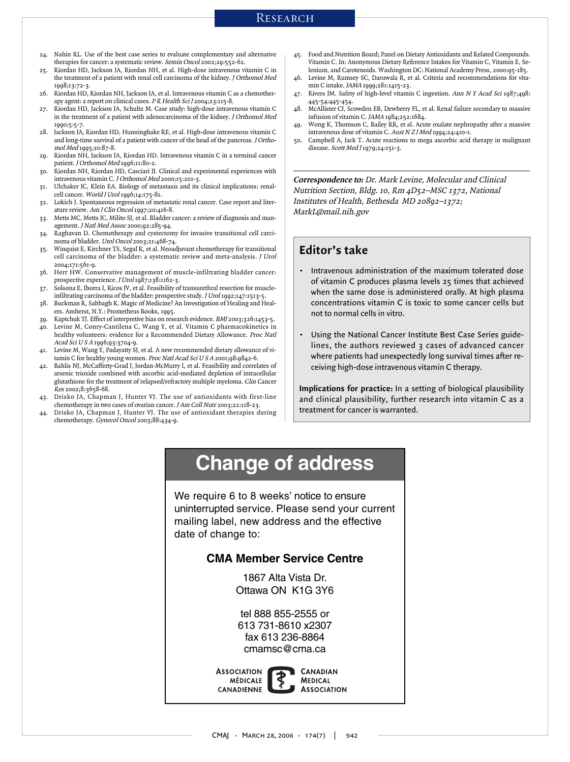24. Nahin RL. Use of the best case series to evaluate complementary and alternative therapies for cancer: a systematic review. *Semin Oncol* 2002;29:552-62.
25. Riordan HD, Jackson JA, Riordan NH, et al. High-dose intravenous vitamin C in the treatment of a patient with renal cell carcinoma of the kidney. *J Orthomol Med* 1998;13:72-3.
26. Riordan HD, Riordan NH, Jackson JA, et al. Intravenous vitamin C as a chemotherapy agent: a report on clinical cases. *P R Health Sci J* 2004;23:115-8.
27. Riordan HD, Jackson JA, Schultz M. Case study: high-dose intravenous vitamin C in the treatment of a patient with adenocarcinoma of the kidney. *J Orthomol Med* 1990;5:5-7.
28. Jackson JA, Riordan HD, Hunninghake RE, et al. High-dose intravenous vitamin C and long-time survival of a patient with cancer of the head of the pancreas. *J Orthomol Med* 1995;10:87-8.
29. Riordan NH, Jackson JA, Riordan HD. Intravenous vitamin C in a terminal cancer patient. *J Orthomol Med* 1996;11:80-2.
30. Riordan NH, Riordan HD, Casciari JJ. Clinical and experimental experiences with intravenous vitamin C. *J Orthomol Med* 2000;15:201-3.
31. Ulchaker JC, Klein EA. Biology of metastasis and its clinical implications: renal-cell cancer. *World J Urol* 1996;14:175-81.
32. Lokich J. Spontaneous regression of metastatic renal cancer. Case report and literature review. *Am J Clin Oncol* 1997;20:416-8.
33. Metts MC, Metts JC, Milito SJ, et al. Bladder cancer: a review of diagnosis and management. *J Natl Med Assoc* 2000;92:285-94.
34. Raghavan D. Chemotherapy and cystectomy for invasive transitional cell carcinoma of bladder. *Urol Oncol* 2003;21:468-74.
35. Winquist E, Kirchner TS, Segal R, et al. Neoadjuvant chemotherapy for transitional cell carcinoma of the bladder: a systematic review and meta-analysis. *J Urol* 2004;171:561-9.
36. Herr HW. Conservative management of muscle-infiltrating bladder cancer: prospective experience. *J Urol* 1987;138:1162-3.
37. Solsona E, Iborra I, Ricos JV, et al. Feasibility of transurethral resection for muscle-infiltrating carcinoma of the bladder: prospective study. *J Urol* 1992;147:1513-5.
38. Buckman R, Sabbagh K. Magic of Medicine? An Investigation of Healing and Healers. Amherst, N.Y.: Prometheus Books, 1995.
39. Kaptchuk TJ. Effect of interpretive bias on research evidence. *BMJ* 2003;326:1453-5.
40. Levine M, Conry-Cantilena C, Wang Y, et al. Vitamin C pharmacokinetics in healthy volunteers: evidence for a Recommended Dietary Allowance. *Proc Natl Acad Sci U S A* 1996;93:3704-9.
41. Levine M, Wang Y, Padayatty SJ, et al. A new recommended dietary allowance of vitamin C for healthy young women. *Proc Natl Acad Sci U S A* 2001;98:9842-6.
42. Bahlis NJ, McCafferty-Grad J, Jordan-McMurry I, et al. Feasibility and correlates of arsenic trioxide combined with ascorbic acid-mediated depletion of intracellular glutathione for the treatment of relapsed/refractory multiple myeloma. *Clin Cancer Res* 2002;8:3658-68.
43. Drisko JA, Chapman J, Hunter VJ. The use of antioxidants with first-line chemotherapy in two cases of ovarian cancer. *J Am Coll Nutr* 2003;22:118-23.
44. Drisko JA, Chapman J, Hunter VJ. The use of antioxidant therapies during chemotherapy. *Gynecol Oncol* 2003;88:434-9.
45. Food and Nutrition Board; Panel on Dietary Antioxidants and Related Compounds. Vitamin C. In: Anonymous Dietary Reference Intakes for Vitamin C, Vitamin E, Selenium, and Carotenoids. Washington DC: National Academy Press, 2000:95-185.
46. Levine M, Rumsey SC, Daruwala R, et al. Criteria and recommendations for vitamin C intake. *JAMA* 1999;281:1415-23.
47. Rivers JM. Safety of high-level vitamin C ingestion. *Ann N Y Acad Sci* 1987;498: 445-54:445-454.
48. McAllister CJ, Scowden EB, Dewberry FL, et al. Renal failure secondary to massive infusion of vitamin C. *JAMA* 1984;252:1684.
49. Wong K, Thomson C, Bailey RR, et al. Acute oxalate nephropathy after a massive intravenous dose of vitamin C. *Aust N Z J Med* 1994;24:410-1.
50. Campbell A, Jack T. Acute reactions to mega ascorbic acid therapy in malignant disease. *Scott Med J* 1979;24:151-3.

***Correspondence to:*** *Dr. Mark Levine, Molecular and Clinical Nutrition Section, Bldg. 10, Rm 4D52–MSC 1372, National Institutes of Health, Bethesda MD 20892–1372; MarkL@mail.nih.gov*

## Editor's take

- Intravenous administration of the maximum tolerated dose of vitamin C produces plasma levels 25 times that achieved when the same dose is administered orally. At high plasma concentrations vitamin C is toxic to some cancer cells but not to normal cells in vitro.
- Using the National Cancer Institute Best Case Series guidelines, the authors reviewed 3 cases of advanced cancer where patients had unexpectedly long survival times after receiving high-dose intravenous vitamin C therapy.

**Implications for practice:** In a setting of biological plausibility and clinical plausibility, further research into vitamin C as a treatment for cancer is warranted.

## Change of address

We require 6 to 8 weeks' notice to ensure uninterrupted service. Please send your current mailing label, new address and the effective date of change to:

**CMA Member Service Centre**

1867 Alta Vista Dr.
Ottawa ON K1G 3Y6

tel 888 855-2555 or
613 731-8610 x2307
fax 613 236-8864
cmamsc@cma.ca

Association Médicale Canadienne — Canadian Medical Association